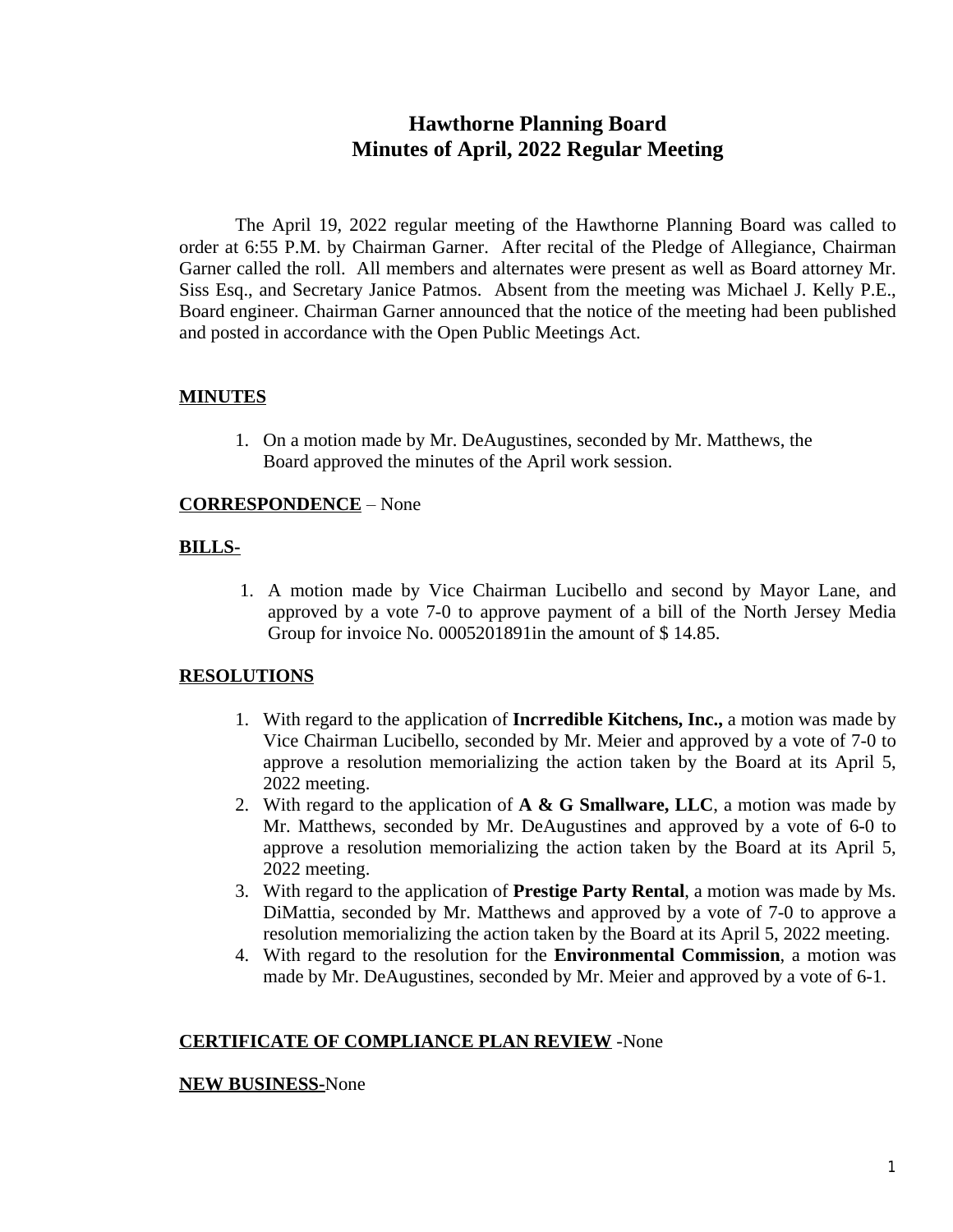# Hawthorne Planning Board
# Minutes of April, 2022 Regular Meeting

The April 19, 2022 regular meeting of the Hawthorne Planning Board was called to order at 6:55 P.M. by Chairman Garner. After recital of the Pledge of Allegiance, Chairman Garner called the roll. All members and alternates were present as well as Board attorney Mr. Siss Esq., and Secretary Janice Patmos. Absent from the meeting was Michael J. Kelly P.E., Board engineer. Chairman Garner announced that the notice of the meeting had been published and posted in accordance with the Open Public Meetings Act.

**MINUTES**

1. On a motion made by Mr. DeAugustines, seconded by Mr. Matthews, the Board approved the minutes of the April work session.

**CORRESPONDENCE** – None

**BILLS-**

1. A motion made by Vice Chairman Lucibello and second by Mayor Lane, and approved by a vote 7-0 to approve payment of a bill of the North Jersey Media Group for invoice No. 0005201891in the amount of $ 14.85.

**RESOLUTIONS**

1. With regard to the application of **Incrredible Kitchens, Inc.,** a motion was made by Vice Chairman Lucibello, seconded by Mr. Meier and approved by a vote of 7-0 to approve a resolution memorializing the action taken by the Board at its April 5, 2022 meeting.
2. With regard to the application of **A & G Smallware, LLC**, a motion was made by Mr. Matthews, seconded by Mr. DeAugustines and approved by a vote of 6-0 to approve a resolution memorializing the action taken by the Board at its April 5, 2022 meeting.
3. With regard to the application of **Prestige Party Rental**, a motion was made by Ms. DiMattia, seconded by Mr. Matthews and approved by a vote of 7-0 to approve a resolution memorializing the action taken by the Board at its April 5, 2022 meeting.
4. With regard to the resolution for the **Environmental Commission**, a motion was made by Mr. DeAugustines, seconded by Mr. Meier and approved by a vote of 6-1.

**CERTIFICATE OF COMPLIANCE PLAN REVIEW** -None

**NEW BUSINESS-**None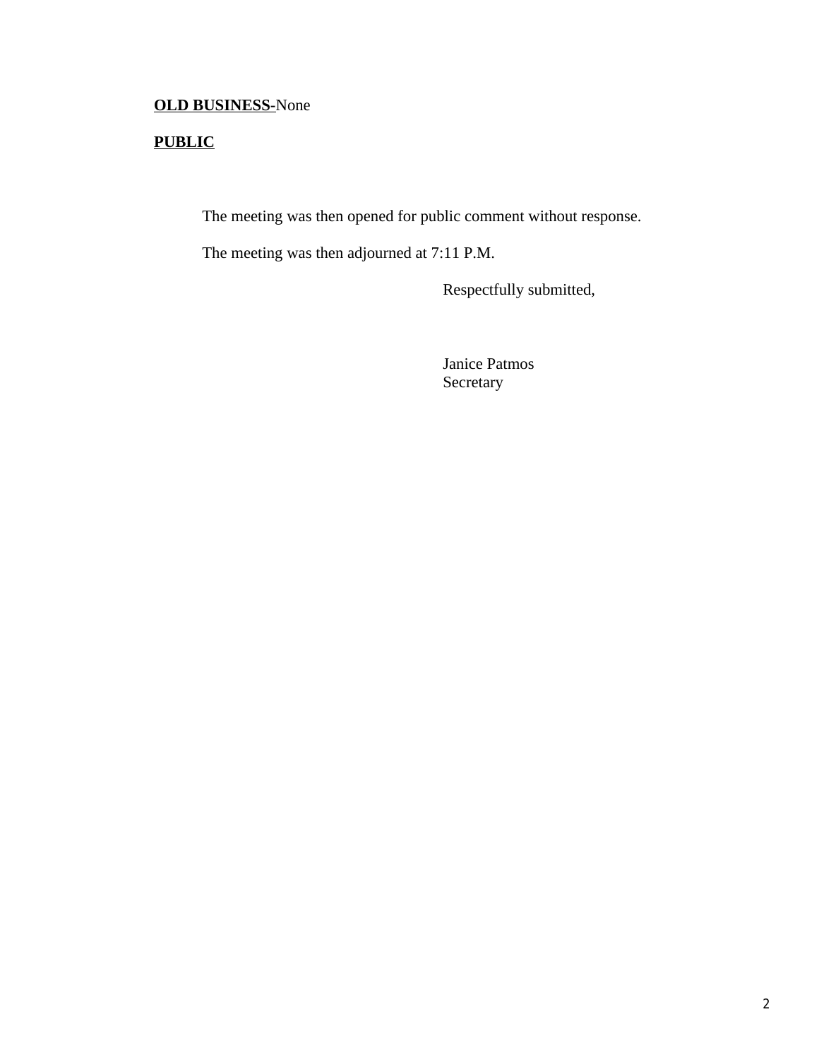**OLD BUSINESS-**None

**PUBLIC**

The meeting was then opened for public comment without response.

The meeting was then adjourned at 7:11 P.M.

Respectfully submitted,

Janice Patmos
Secretary